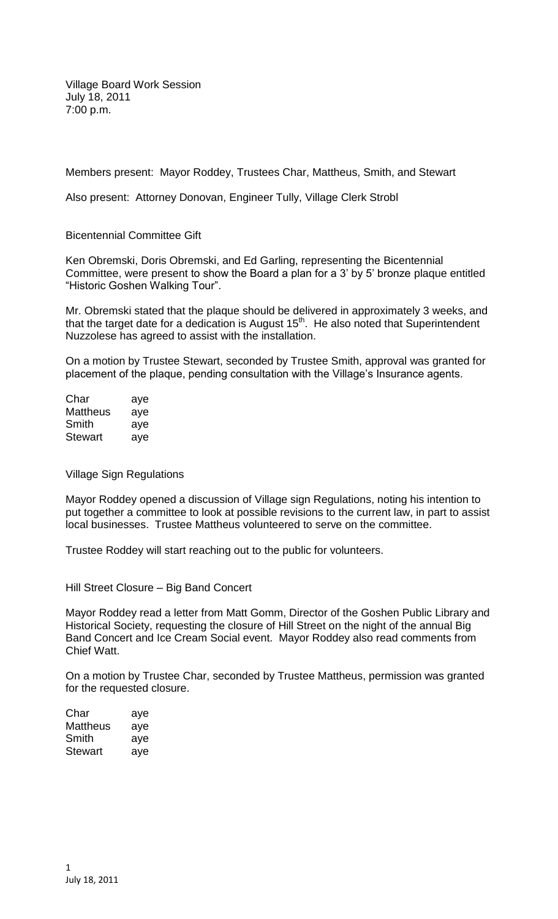Village Board Work Session
July 18, 2011
7:00 p.m.

Members present: Mayor Roddey, Trustees Char, Mattheus, Smith, and Stewart

Also present: Attorney Donovan, Engineer Tully, Village Clerk Strobl

## Bicentennial Committee Gift

Ken Obremski, Doris Obremski, and Ed Garling, representing the Bicentennial Committee, were present to show the Board a plan for a 3' by 5' bronze plaque entitled "Historic Goshen Walking Tour".

Mr. Obremski stated that the plaque should be delivered in approximately 3 weeks, and that the target date for a dedication is August 15th. He also noted that Superintendent Nuzzolese has agreed to assist with the installation.

On a motion by Trustee Stewart, seconded by Trustee Smith, approval was granted for placement of the plaque, pending consultation with the Village's Insurance agents.

| | |
|---|---|
| Char | aye |
| Mattheus | aye |
| Smith | aye |
| Stewart | aye |

## Village Sign Regulations

Mayor Roddey opened a discussion of Village sign Regulations, noting his intention to put together a committee to look at possible revisions to the current law, in part to assist local businesses. Trustee Mattheus volunteered to serve on the committee.

Trustee Roddey will start reaching out to the public for volunteers.

## Hill Street Closure – Big Band Concert

Mayor Roddey read a letter from Matt Gomm, Director of the Goshen Public Library and Historical Society, requesting the closure of Hill Street on the night of the annual Big Band Concert and Ice Cream Social event. Mayor Roddey also read comments from Chief Watt.

On a motion by Trustee Char, seconded by Trustee Mattheus, permission was granted for the requested closure.

| | |
|---|---|
| Char | aye |
| Mattheus | aye |
| Smith | aye |
| Stewart | aye |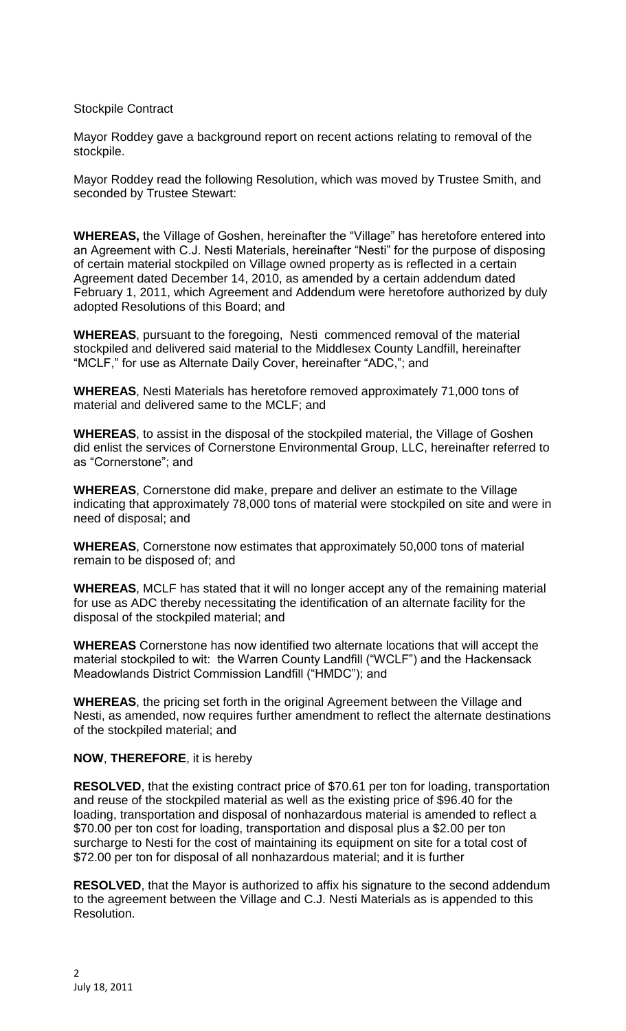Stockpile Contract

Mayor Roddey gave a background report on recent actions relating to removal of the stockpile.

Mayor Roddey read the following Resolution, which was moved by Trustee Smith, and seconded by Trustee Stewart:

**WHEREAS,** the Village of Goshen, hereinafter the "Village" has heretofore entered into an Agreement with C.J. Nesti Materials, hereinafter "Nesti" for the purpose of disposing of certain material stockpiled on Village owned property as is reflected in a certain Agreement dated December 14, 2010, as amended by a certain addendum dated February 1, 2011, which Agreement and Addendum were heretofore authorized by duly adopted Resolutions of this Board; and

**WHEREAS**, pursuant to the foregoing, Nesti commenced removal of the material stockpiled and delivered said material to the Middlesex County Landfill, hereinafter "MCLF," for use as Alternate Daily Cover, hereinafter "ADC,"; and

**WHEREAS**, Nesti Materials has heretofore removed approximately 71,000 tons of material and delivered same to the MCLF; and

**WHEREAS**, to assist in the disposal of the stockpiled material, the Village of Goshen did enlist the services of Cornerstone Environmental Group, LLC, hereinafter referred to as "Cornerstone"; and

**WHEREAS**, Cornerstone did make, prepare and deliver an estimate to the Village indicating that approximately 78,000 tons of material were stockpiled on site and were in need of disposal; and

**WHEREAS**, Cornerstone now estimates that approximately 50,000 tons of material remain to be disposed of; and

**WHEREAS**, MCLF has stated that it will no longer accept any of the remaining material for use as ADC thereby necessitating the identification of an alternate facility for the disposal of the stockpiled material; and

**WHEREAS** Cornerstone has now identified two alternate locations that will accept the material stockpiled to wit: the Warren County Landfill ("WCLF") and the Hackensack Meadowlands District Commission Landfill ("HMDC"); and

**WHEREAS**, the pricing set forth in the original Agreement between the Village and Nesti, as amended, now requires further amendment to reflect the alternate destinations of the stockpiled material; and

**NOW**, **THEREFORE**, it is hereby

**RESOLVED**, that the existing contract price of $70.61 per ton for loading, transportation and reuse of the stockpiled material as well as the existing price of $96.40 for the loading, transportation and disposal of nonhazardous material is amended to reflect a $70.00 per ton cost for loading, transportation and disposal plus a $2.00 per ton surcharge to Nesti for the cost of maintaining its equipment on site for a total cost of $72.00 per ton for disposal of all nonhazardous material; and it is further

**RESOLVED**, that the Mayor is authorized to affix his signature to the second addendum to the agreement between the Village and C.J. Nesti Materials as is appended to this Resolution.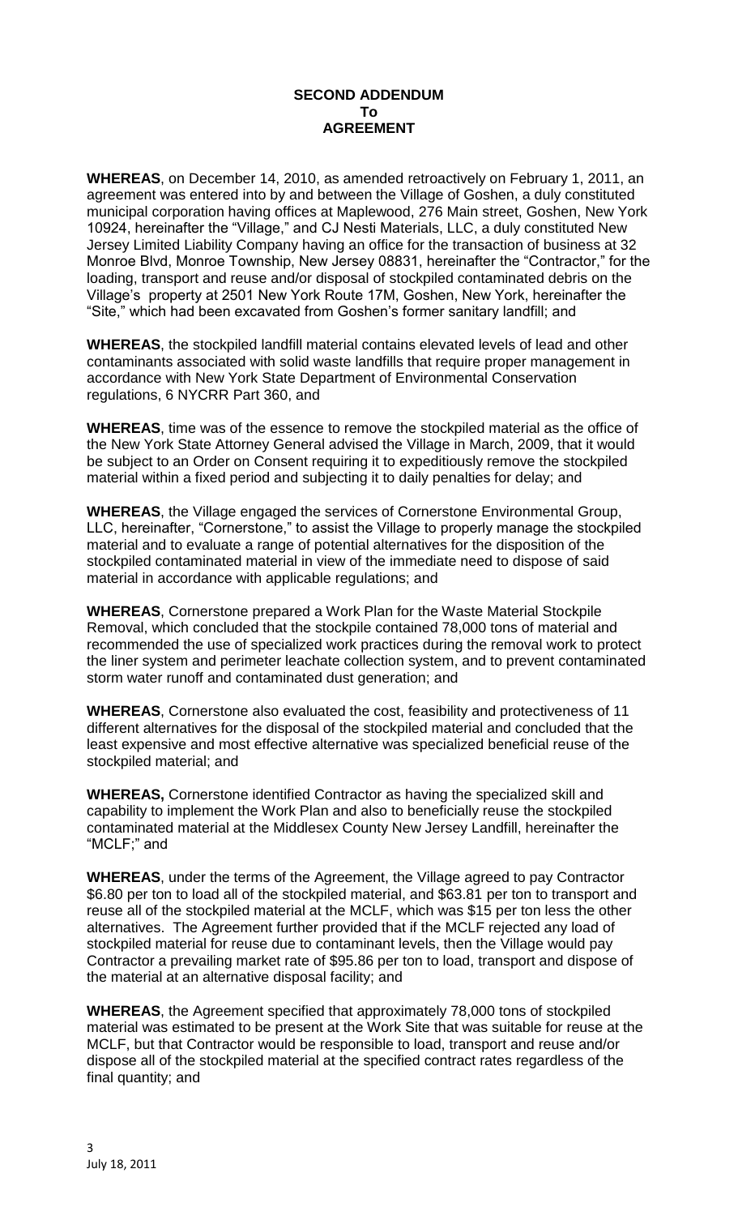**SECOND ADDENDUM**
**To**
**AGREEMENT**

**WHEREAS**, on December 14, 2010, as amended retroactively on February 1, 2011, an agreement was entered into by and between the Village of Goshen, a duly constituted municipal corporation having offices at Maplewood, 276 Main street, Goshen, New York 10924, hereinafter the "Village," and CJ Nesti Materials, LLC, a duly constituted New Jersey Limited Liability Company having an office for the transaction of business at 32 Monroe Blvd, Monroe Township, New Jersey 08831, hereinafter the "Contractor," for the loading, transport and reuse and/or disposal of stockpiled contaminated debris on the Village's property at 2501 New York Route 17M, Goshen, New York, hereinafter the "Site," which had been excavated from Goshen's former sanitary landfill; and

**WHEREAS**, the stockpiled landfill material contains elevated levels of lead and other contaminants associated with solid waste landfills that require proper management in accordance with New York State Department of Environmental Conservation regulations, 6 NYCRR Part 360, and

**WHEREAS**, time was of the essence to remove the stockpiled material as the office of the New York State Attorney General advised the Village in March, 2009, that it would be subject to an Order on Consent requiring it to expeditiously remove the stockpiled material within a fixed period and subjecting it to daily penalties for delay; and

**WHEREAS**, the Village engaged the services of Cornerstone Environmental Group, LLC, hereinafter, "Cornerstone," to assist the Village to properly manage the stockpiled material and to evaluate a range of potential alternatives for the disposition of the stockpiled contaminated material in view of the immediate need to dispose of said material in accordance with applicable regulations; and

**WHEREAS**, Cornerstone prepared a Work Plan for the Waste Material Stockpile Removal, which concluded that the stockpile contained 78,000 tons of material and recommended the use of specialized work practices during the removal work to protect the liner system and perimeter leachate collection system, and to prevent contaminated storm water runoff and contaminated dust generation; and

**WHEREAS**, Cornerstone also evaluated the cost, feasibility and protectiveness of 11 different alternatives for the disposal of the stockpiled material and concluded that the least expensive and most effective alternative was specialized beneficial reuse of the stockpiled material; and

**WHEREAS,** Cornerstone identified Contractor as having the specialized skill and capability to implement the Work Plan and also to beneficially reuse the stockpiled contaminated material at the Middlesex County New Jersey Landfill, hereinafter the "MCLF;" and

**WHEREAS**, under the terms of the Agreement, the Village agreed to pay Contractor $6.80 per ton to load all of the stockpiled material, and $63.81 per ton to transport and reuse all of the stockpiled material at the MCLF, which was $15 per ton less the other alternatives. The Agreement further provided that if the MCLF rejected any load of stockpiled material for reuse due to contaminant levels, then the Village would pay Contractor a prevailing market rate of $95.86 per ton to load, transport and dispose of the material at an alternative disposal facility; and

**WHEREAS**, the Agreement specified that approximately 78,000 tons of stockpiled material was estimated to be present at the Work Site that was suitable for reuse at the MCLF, but that Contractor would be responsible to load, transport and reuse and/or dispose all of the stockpiled material at the specified contract rates regardless of the final quantity; and

July 18, 2011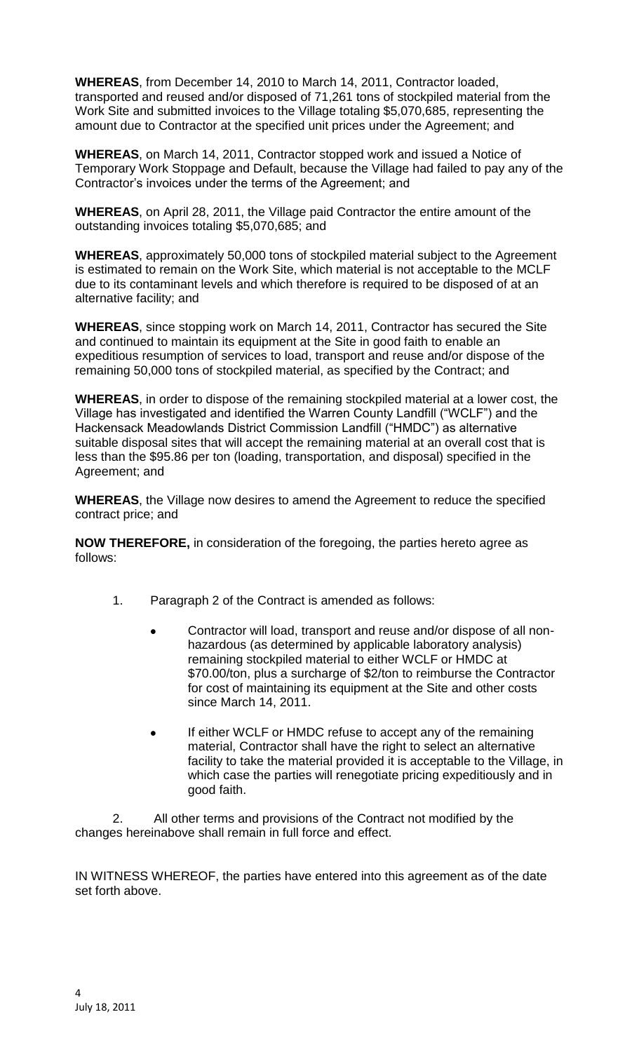**WHEREAS**, from December 14, 2010 to March 14, 2011, Contractor loaded, transported and reused and/or disposed of 71,261 tons of stockpiled material from the Work Site and submitted invoices to the Village totaling $5,070,685, representing the amount due to Contractor at the specified unit prices under the Agreement; and

**WHEREAS**, on March 14, 2011, Contractor stopped work and issued a Notice of Temporary Work Stoppage and Default, because the Village had failed to pay any of the Contractor's invoices under the terms of the Agreement; and

**WHEREAS**, on April 28, 2011, the Village paid Contractor the entire amount of the outstanding invoices totaling $5,070,685; and

**WHEREAS**, approximately 50,000 tons of stockpiled material subject to the Agreement is estimated to remain on the Work Site, which material is not acceptable to the MCLF due to its contaminant levels and which therefore is required to be disposed of at an alternative facility; and

**WHEREAS**, since stopping work on March 14, 2011, Contractor has secured the Site and continued to maintain its equipment at the Site in good faith to enable an expeditious resumption of services to load, transport and reuse and/or dispose of the remaining 50,000 tons of stockpiled material, as specified by the Contract; and

**WHEREAS**, in order to dispose of the remaining stockpiled material at a lower cost, the Village has investigated and identified the Warren County Landfill ("WCLF") and the Hackensack Meadowlands District Commission Landfill ("HMDC") as alternative suitable disposal sites that will accept the remaining material at an overall cost that is less than the $95.86 per ton (loading, transportation, and disposal) specified in the Agreement; and

**WHEREAS**, the Village now desires to amend the Agreement to reduce the specified contract price; and

**NOW THEREFORE,** in consideration of the foregoing, the parties hereto agree as follows:

1. Paragraph 2 of the Contract is amended as follows:

   - Contractor will load, transport and reuse and/or dispose of all non-hazardous (as determined by applicable laboratory analysis) remaining stockpiled material to either WCLF or HMDC at $70.00/ton, plus a surcharge of $2/ton to reimburse the Contractor for cost of maintaining its equipment at the Site and other costs since March 14, 2011.

   - If either WCLF or HMDC refuse to accept any of the remaining material, Contractor shall have the right to select an alternative facility to take the material provided it is acceptable to the Village, in which case the parties will renegotiate pricing expeditiously and in good faith.

2. All other terms and provisions of the Contract not modified by the changes hereinabove shall remain in full force and effect.

IN WITNESS WHEREOF, the parties have entered into this agreement as of the date set forth above.

July 18, 2011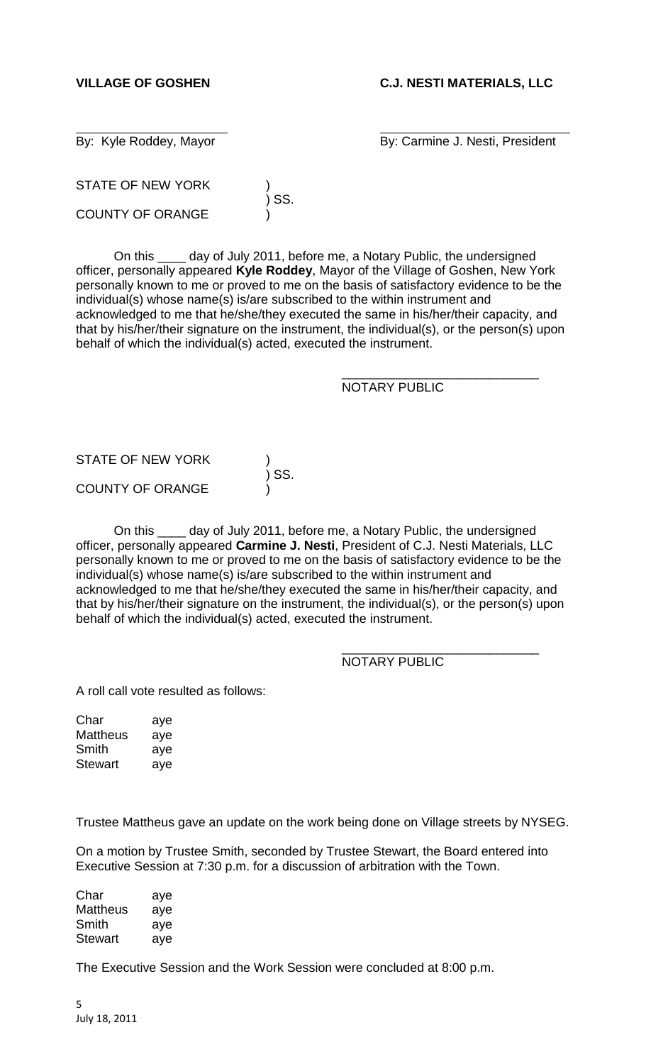| VILLAGE OF GOSHEN | C.J. NESTI MATERIALS, LLC |
| --- | --- |
| ______________________ | ______________________ |
| By: Kyle Roddey, Mayor | By: Carmine J. Nesti, President |

STATE OF NEW YORK )
) SS.
COUNTY OF ORANGE )

On this ____ day of July 2011, before me, a Notary Public, the undersigned officer, personally appeared **Kyle Roddey**, Mayor of the Village of Goshen, New York personally known to me or proved to me on the basis of satisfactory evidence to be the individual(s) whose name(s) is/are subscribed to the within instrument and acknowledged to me that he/she/they executed the same in his/her/their capacity, and that by his/her/their signature on the instrument, the individual(s), or the person(s) upon behalf of which the individual(s) acted, executed the instrument.

____________________________
NOTARY PUBLIC

STATE OF NEW YORK )
) SS.
COUNTY OF ORANGE )

On this ____ day of July 2011, before me, a Notary Public, the undersigned officer, personally appeared **Carmine J. Nesti**, President of C.J. Nesti Materials, LLC personally known to me or proved to me on the basis of satisfactory evidence to be the individual(s) whose name(s) is/are subscribed to the within instrument and acknowledged to me that he/she/they executed the same in his/her/their capacity, and that by his/her/their signature on the instrument, the individual(s), or the person(s) upon behalf of which the individual(s) acted, executed the instrument.

____________________________
NOTARY PUBLIC

A roll call vote resulted as follows:

| | |
| --- | --- |
| Char | aye |
| Mattheus | aye |
| Smith | aye |
| Stewart | aye |

Trustee Mattheus gave an update on the work being done on Village streets by NYSEG.

On a motion by Trustee Smith, seconded by Trustee Stewart, the Board entered into Executive Session at 7:30 p.m. for a discussion of arbitration with the Town.

| | |
| --- | --- |
| Char | aye |
| Mattheus | aye |
| Smith | aye |
| Stewart | aye |

The Executive Session and the Work Session were concluded at 8:00 p.m.